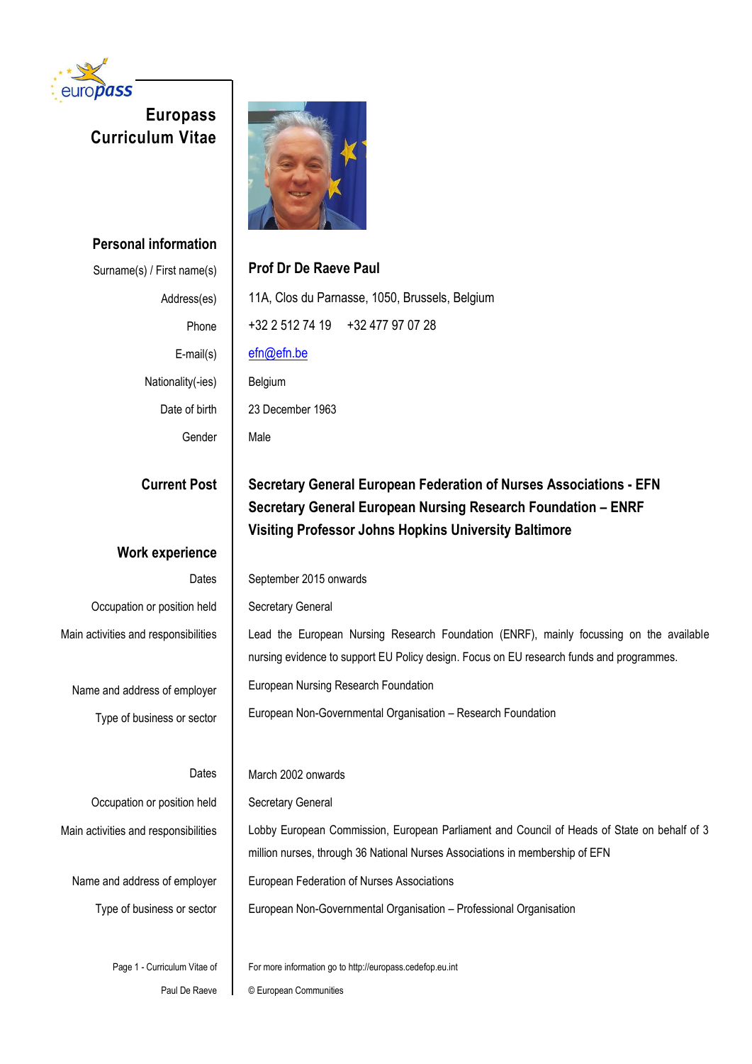# Europass Curriculum Vitae

## Personal information

| | |
|---|---|
| Surname(s) / First name(s) | **Prof Dr De Raeve Paul** |
| Address(es) | 11A, Clos du Parnasse, 1050, Brussels, Belgium |
| Phone | +32 2 512 74 19    +32 477 97 07 28 |
| E-mail(s) | efn@efn.be |
| Nationality(-ies) | Belgium |
| Date of birth | 23 December 1963 |
| Gender | Male |

## Current Post

**Secretary General European Federation of Nurses Associations - EFN**
**Secretary General European Nursing Research Foundation – ENRF**
**Visiting Professor Johns Hopkins University Baltimore**

## Work experience

| | |
|---|---|
| Dates | September 2015 onwards |
| Occupation or position held | Secretary General |
| Main activities and responsibilities | Lead the European Nursing Research Foundation (ENRF), mainly focussing on the available nursing evidence to support EU Policy design. Focus on EU research funds and programmes. |
| Name and address of employer | European Nursing Research Foundation |
| Type of business or sector | European Non-Governmental Organisation – Research Foundation |

| | |
|---|---|
| Dates | March 2002 onwards |
| Occupation or position held | Secretary General |
| Main activities and responsibilities | Lobby European Commission, European Parliament and Council of Heads of State on behalf of 3 million nurses, through 36 National Nurses Associations in membership of EFN |
| Name and address of employer | European Federation of Nurses Associations |
| Type of business or sector | European Non-Governmental Organisation – Professional Organisation |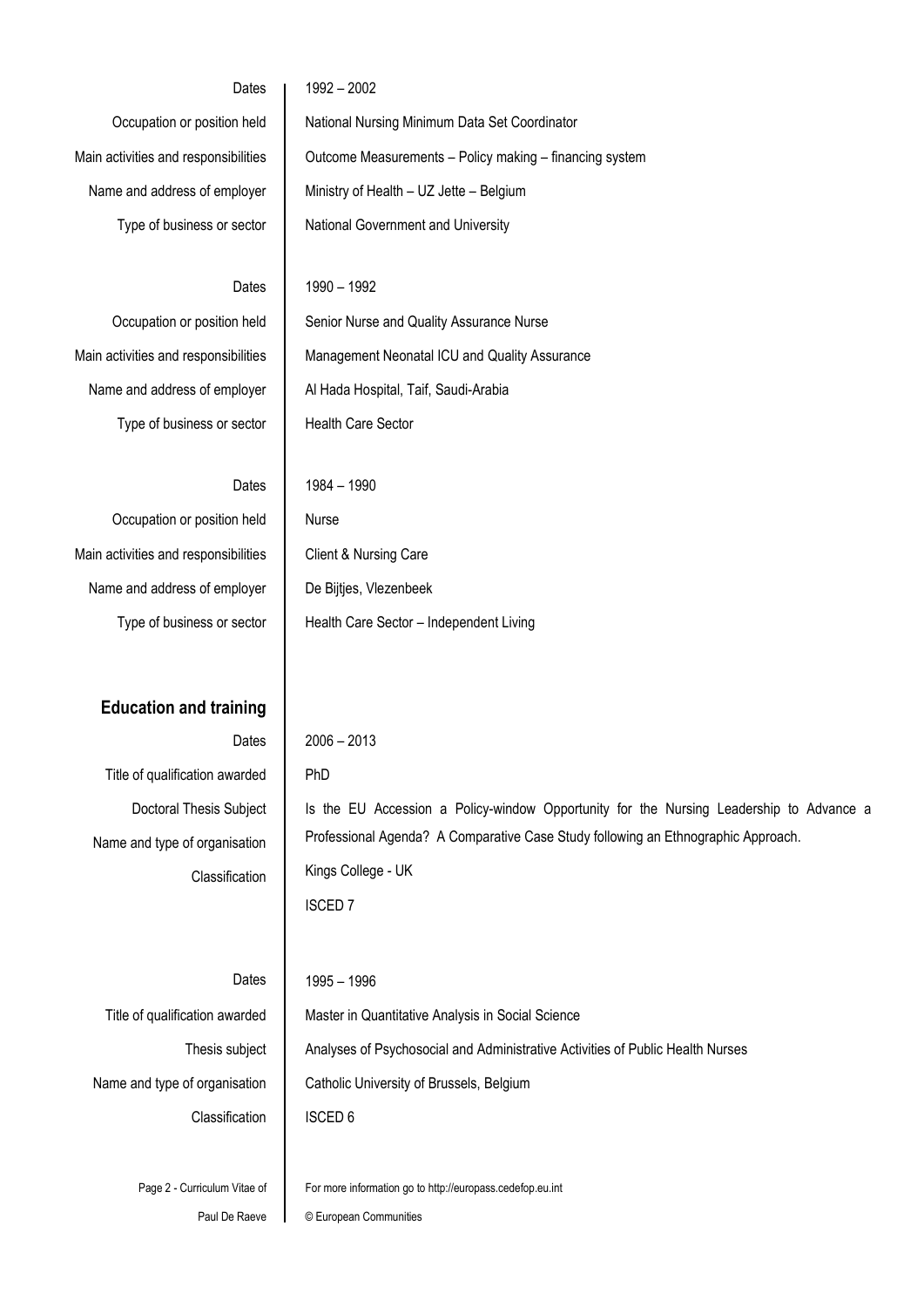| | |
|---|---|
| Dates | 1992 – 2002 |
| Occupation or position held | National Nursing Minimum Data Set Coordinator |
| Main activities and responsibilities | Outcome Measurements – Policy making – financing system |
| Name and address of employer | Ministry of Health – UZ Jette – Belgium |
| Type of business or sector | National Government and University |
| | |
| Dates | 1990 – 1992 |
| Occupation or position held | Senior Nurse and Quality Assurance Nurse |
| Main activities and responsibilities | Management Neonatal ICU and Quality Assurance |
| Name and address of employer | Al Hada Hospital, Taif, Saudi-Arabia |
| Type of business or sector | Health Care Sector |
| | |
| Dates | 1984 – 1990 |
| Occupation or position held | Nurse |
| Main activities and responsibilities | Client & Nursing Care |
| Name and address of employer | De Bijtjes, Vlezenbeek |
| Type of business or sector | Health Care Sector – Independent Living |

## Education and training

| | |
|---|---|
| Dates | 2006 – 2013 |
| Title of qualification awarded | PhD |
| Doctoral Thesis Subject | Is the EU Accession a Policy-window Opportunity for the Nursing Leadership to Advance a Professional Agenda? A Comparative Case Study following an Ethnographic Approach. |
| Name and type of organisation | Kings College - UK |
| Classification | ISCED 7 |
| | |
| Dates | 1995 – 1996 |
| Title of qualification awarded | Master in Quantitative Analysis in Social Science |
| Thesis subject | Analyses of Psychosocial and Administrative Activities of Public Health Nurses |
| Name and type of organisation | Catholic University of Brussels, Belgium |
| Classification | ISCED 6 |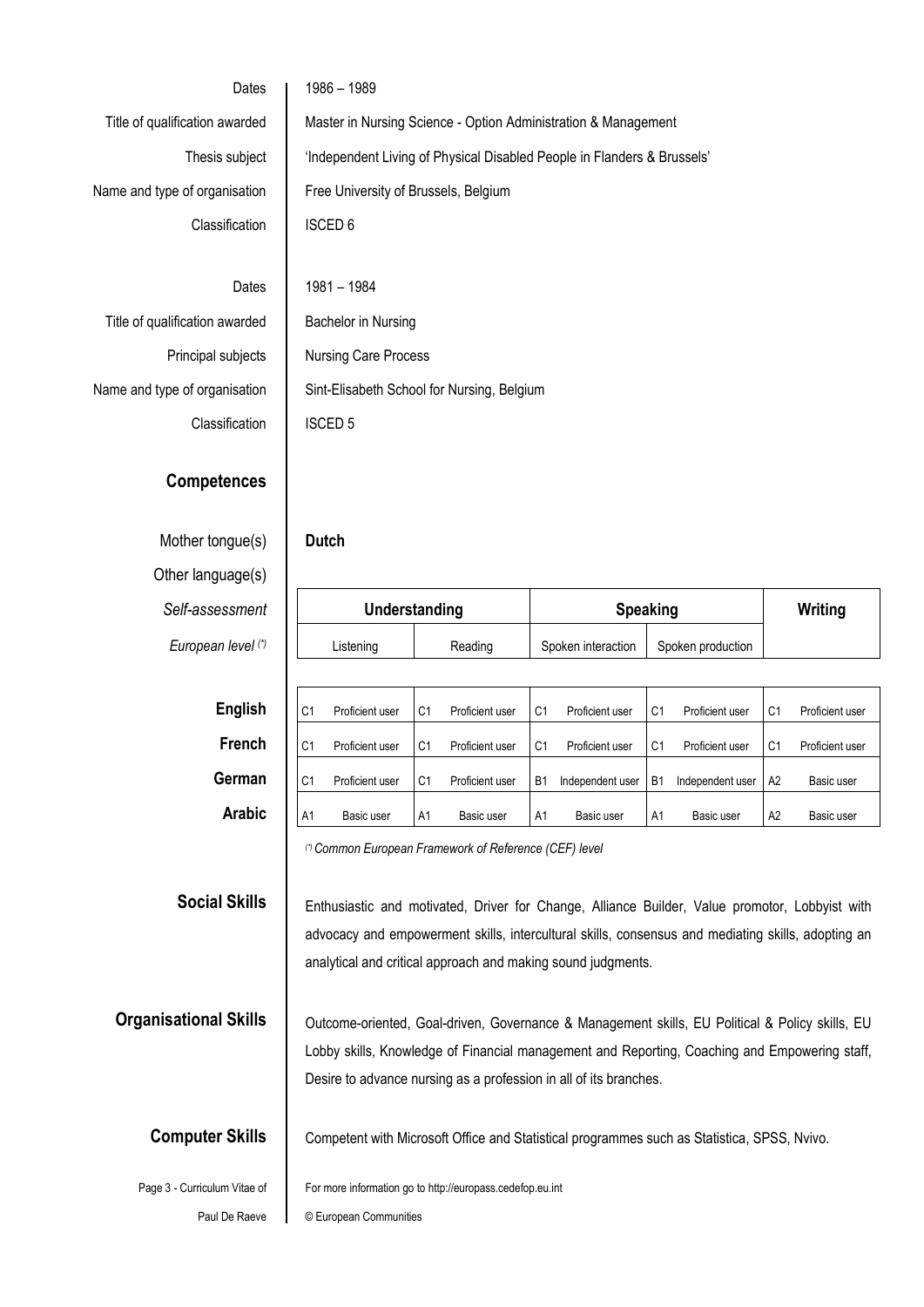| | |
|---|---|
| Dates | 1986 – 1989 |
| Title of qualification awarded | Master in Nursing Science - Option Administration & Management |
| Thesis subject | 'Independent Living of Physical Disabled People in Flanders & Brussels' |
| Name and type of organisation | Free University of Brussels, Belgium |
| Classification | ISCED 6 |

| | |
|---|---|
| Dates | 1981 – 1984 |
| Title of qualification awarded | Bachelor in Nursing |
| Principal subjects | Nursing Care Process |
| Name and type of organisation | Sint-Elisabeth School for Nursing, Belgium |
| Classification | ISCED 5 |

## Competences

Mother tongue(s) **Dutch**

Other language(s)

| *Self-assessment* | **Understanding** | | | | **Speaking** | | | | **Writing** | |
|---|---|---|---|---|---|---|---|---|---|---|
| *European level (*)* | Listening | | Reading | | Spoken interaction | | Spoken production | | | |
| **English** | C1 | Proficient user | C1 | Proficient user | C1 | Proficient user | C1 | Proficient user | C1 | Proficient user |
| **French** | C1 | Proficient user | C1 | Proficient user | C1 | Proficient user | C1 | Proficient user | C1 | Proficient user |
| **German** | C1 | Proficient user | C1 | Proficient user | B1 | Independent user | B1 | Independent user | A2 | Basic user |
| **Arabic** | A1 | Basic user | A1 | Basic user | A1 | Basic user | A1 | Basic user | A2 | Basic user |

*(*) Common European Framework of Reference (CEF) level*

### Social Skills

Enthusiastic and motivated, Driver for Change, Alliance Builder, Value promotor, Lobbyist with advocacy and empowerment skills, intercultural skills, consensus and mediating skills, adopting an analytical and critical approach and making sound judgments.

### Organisational Skills

Outcome-oriented, Goal-driven, Governance & Management skills, EU Political & Policy skills, EU Lobby skills, Knowledge of Financial management and Reporting, Coaching and Empowering staff, Desire to advance nursing as a profession in all of its branches.

### Computer Skills

Competent with Microsoft Office and Statistical programmes such as Statistica, SPSS, Nvivo.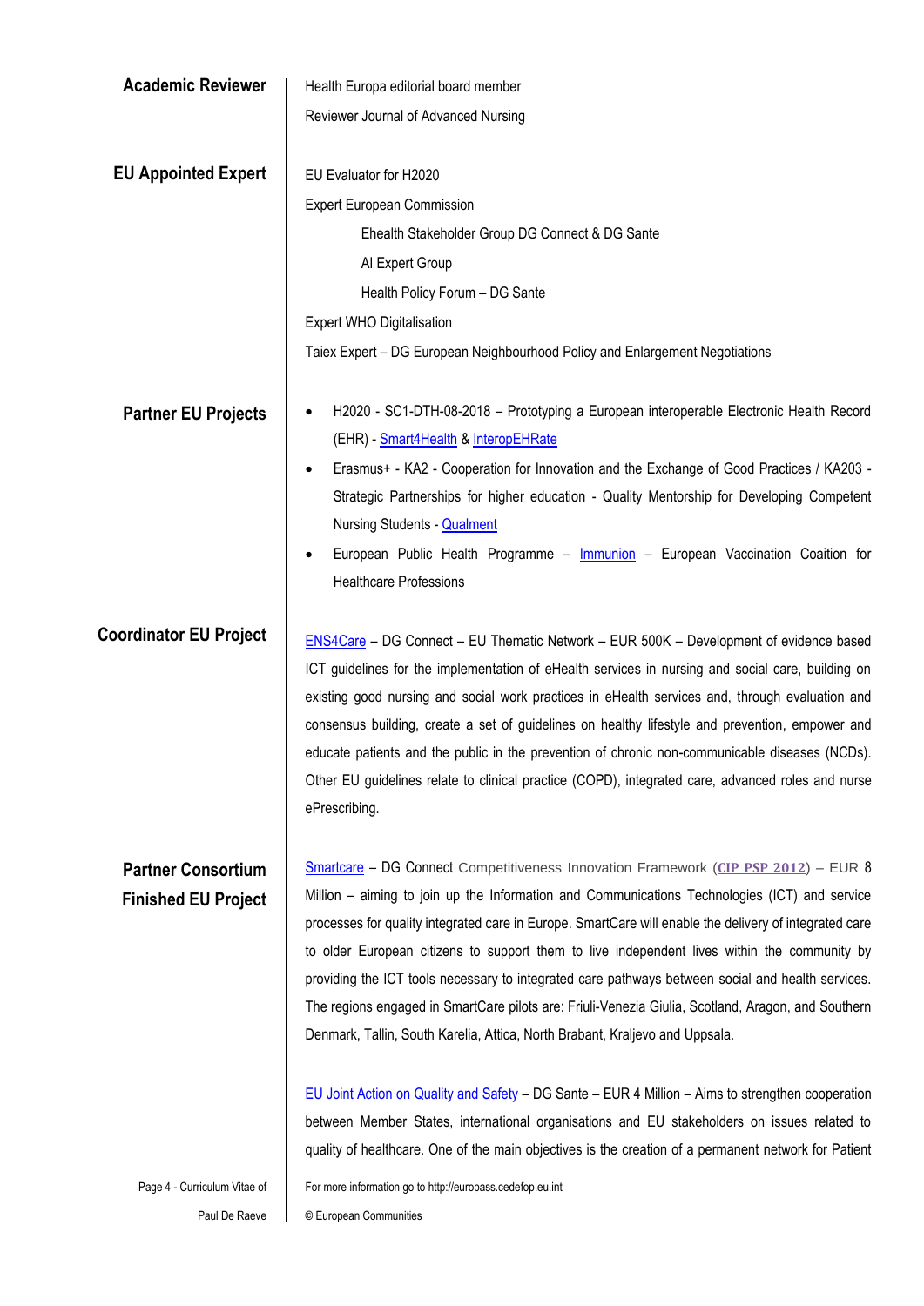**Academic Reviewer**

Health Europa editorial board member

Reviewer Journal of Advanced Nursing

**EU Appointed Expert**

EU Evaluator for H2020

Expert European Commission

- Ehealth Stakeholder Group DG Connect & DG Sante
- AI Expert Group
- Health Policy Forum – DG Sante

Expert WHO Digitalisation

Taiex Expert – DG European Neighbourhood Policy and Enlargement Negotiations

**Partner EU Projects**

- H2020 - SC1-DTH-08-2018 – Prototyping a European interoperable Electronic Health Record (EHR) - Smart4Health & InteropEHRate
- Erasmus+ - KA2 - Cooperation for Innovation and the Exchange of Good Practices / KA203 - Strategic Partnerships for higher education - Quality Mentorship for Developing Competent Nursing Students - Qualment
- European Public Health Programme – Immunion – European Vaccination Coaition for Healthcare Professions

**Coordinator EU Project**

ENS4Care – DG Connect – EU Thematic Network – EUR 500K – Development of evidence based ICT guidelines for the implementation of eHealth services in nursing and social care, building on existing good nursing and social work practices in eHealth services and, through evaluation and consensus building, create a set of guidelines on healthy lifestyle and prevention, empower and educate patients and the public in the prevention of chronic non-communicable diseases (NCDs). Other EU guidelines relate to clinical practice (COPD), integrated care, advanced roles and nurse ePrescribing.

**Partner Consortium Finished EU Project**

Smartcare – DG Connect Competitiveness Innovation Framework (CIP PSP 2012) – EUR 8 Million – aiming to join up the Information and Communications Technologies (ICT) and service processes for quality integrated care in Europe. SmartCare will enable the delivery of integrated care to older European citizens to support them to live independent lives within the community by providing the ICT tools necessary to integrated care pathways between social and health services. The regions engaged in SmartCare pilots are: Friuli-Venezia Giulia, Scotland, Aragon, and Southern Denmark, Tallin, South Karelia, Attica, North Brabant, Kraljevo and Uppsala.

EU Joint Action on Quality and Safety – DG Sante – EUR 4 Million – Aims to strengthen cooperation between Member States, international organisations and EU stakeholders on issues related to quality of healthcare. One of the main objectives is the creation of a permanent network for Patient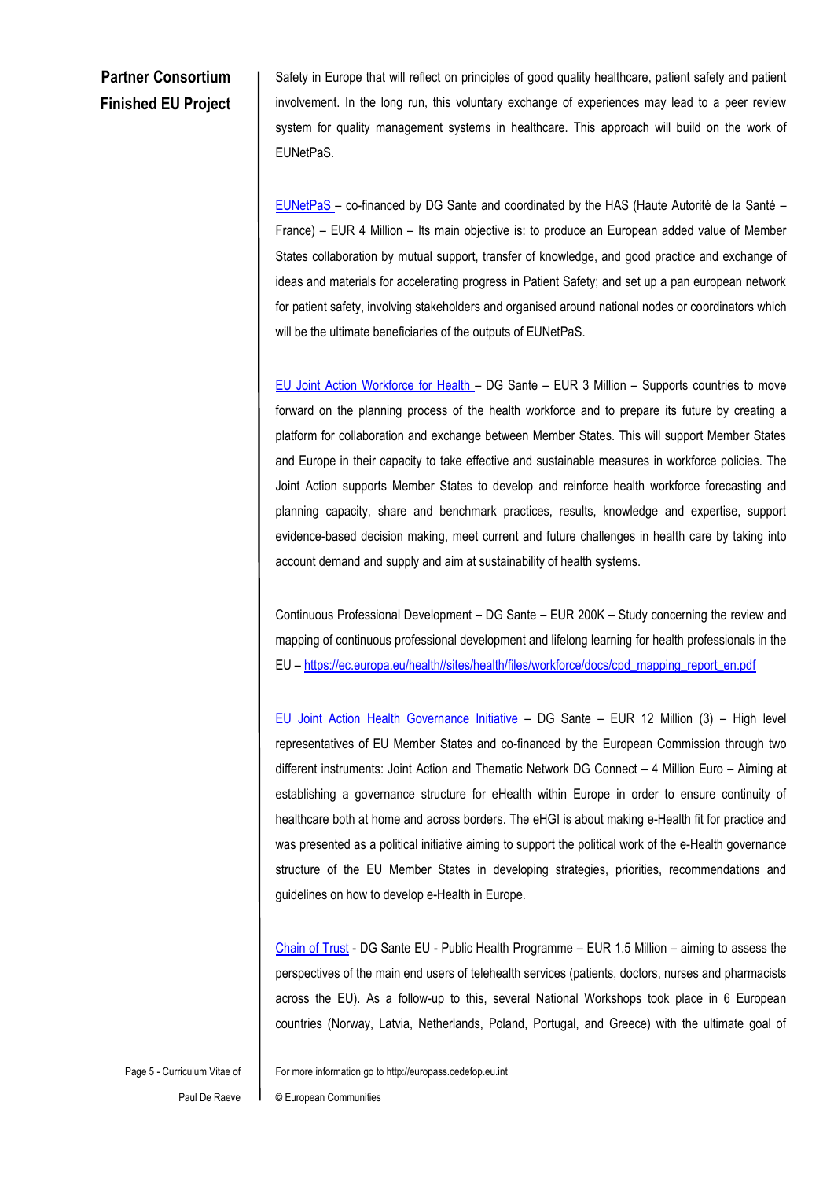**Partner Consortium Finished EU Project**

Safety in Europe that will reflect on principles of good quality healthcare, patient safety and patient involvement. In the long run, this voluntary exchange of experiences may lead to a peer review system for quality management systems in healthcare. This approach will build on the work of EUNetPaS.

EUNetPaS – co-financed by DG Sante and coordinated by the HAS (Haute Autorité de la Santé – France) – EUR 4 Million – Its main objective is: to produce an European added value of Member States collaboration by mutual support, transfer of knowledge, and good practice and exchange of ideas and materials for accelerating progress in Patient Safety; and set up a pan european network for patient safety, involving stakeholders and organised around national nodes or coordinators which will be the ultimate beneficiaries of the outputs of EUNetPaS.

EU Joint Action Workforce for Health – DG Sante – EUR 3 Million – Supports countries to move forward on the planning process of the health workforce and to prepare its future by creating a platform for collaboration and exchange between Member States. This will support Member States and Europe in their capacity to take effective and sustainable measures in workforce policies. The Joint Action supports Member States to develop and reinforce health workforce forecasting and planning capacity, share and benchmark practices, results, knowledge and expertise, support evidence-based decision making, meet current and future challenges in health care by taking into account demand and supply and aim at sustainability of health systems.

Continuous Professional Development – DG Sante – EUR 200K – Study concerning the review and mapping of continuous professional development and lifelong learning for health professionals in the EU – https://ec.europa.eu/health//sites/health/files/workforce/docs/cpd_mapping_report_en.pdf

EU Joint Action Health Governance Initiative – DG Sante – EUR 12 Million (3) – High level representatives of EU Member States and co-financed by the European Commission through two different instruments: Joint Action and Thematic Network DG Connect – 4 Million Euro – Aiming at establishing a governance structure for eHealth within Europe in order to ensure continuity of healthcare both at home and across borders. The eHGI is about making e-Health fit for practice and was presented as a political initiative aiming to support the political work of the e-Health governance structure of the EU Member States in developing strategies, priorities, recommendations and guidelines on how to develop e-Health in Europe.

Chain of Trust - DG Sante EU - Public Health Programme – EUR 1.5 Million – aiming to assess the perspectives of the main end users of telehealth services (patients, doctors, nurses and pharmacists across the EU). As a follow-up to this, several National Workshops took place in 6 European countries (Norway, Latvia, Netherlands, Poland, Portugal, and Greece) with the ultimate goal of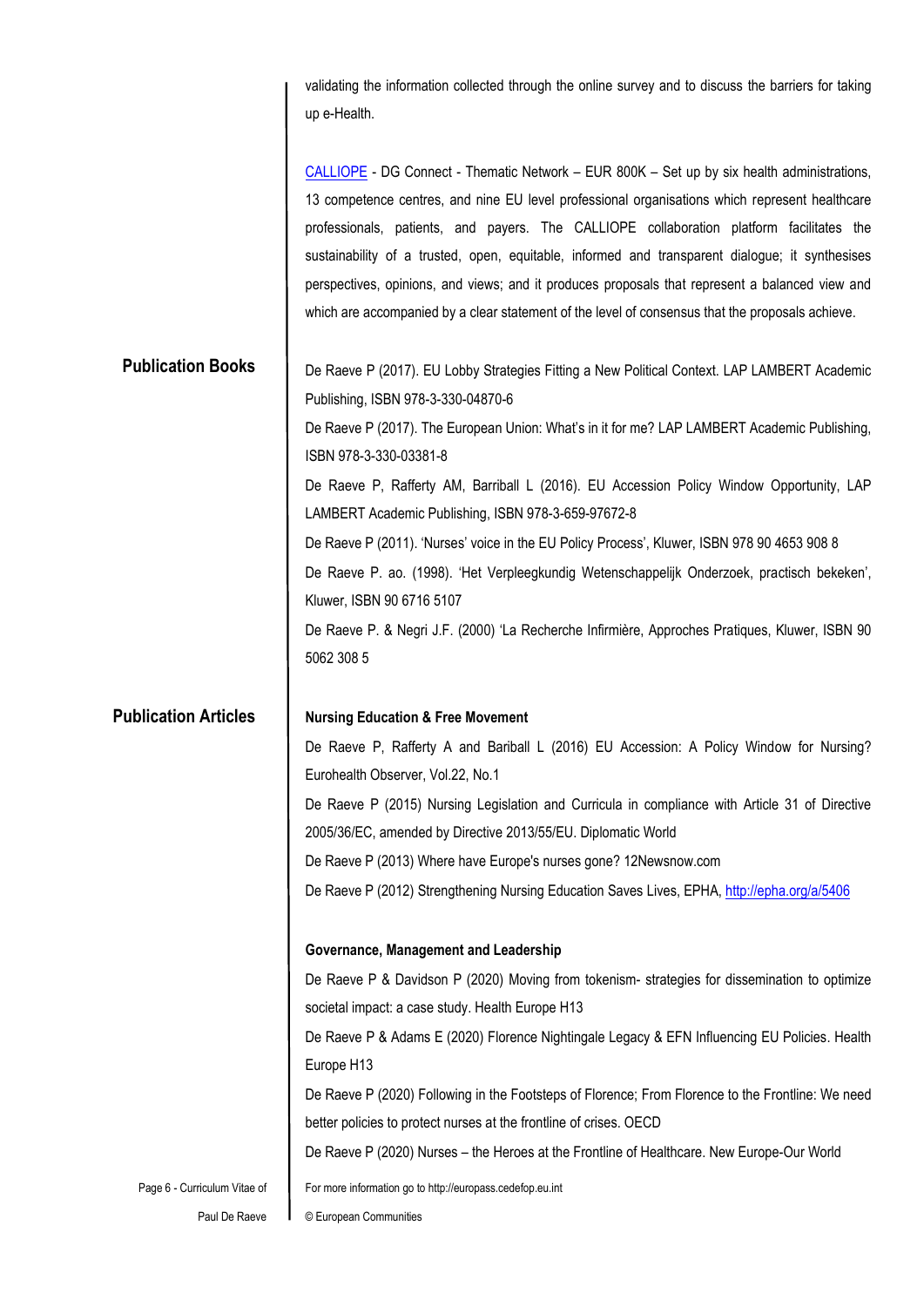validating the information collected through the online survey and to discuss the barriers for taking up e-Health.

[CALLIOPE](CALLIOPE) - DG Connect - Thematic Network – EUR 800K – Set up by six health administrations, 13 competence centres, and nine EU level professional organisations which represent healthcare professionals, patients, and payers. The CALLIOPE collaboration platform facilitates the sustainability of a trusted, open, equitable, informed and transparent dialogue; it synthesises perspectives, opinions, and views; and it produces proposals that represent a balanced view and which are accompanied by a clear statement of the level of consensus that the proposals achieve.

## Publication Books

De Raeve P (2017). EU Lobby Strategies Fitting a New Political Context. LAP LAMBERT Academic Publishing, ISBN 978-3-330-04870-6

De Raeve P (2017). The European Union: What's in it for me? LAP LAMBERT Academic Publishing, ISBN 978-3-330-03381-8

De Raeve P, Rafferty AM, Barriball L (2016). EU Accession Policy Window Opportunity, LAP LAMBERT Academic Publishing, ISBN 978-3-659-97672-8

De Raeve P (2011). 'Nurses' voice in the EU Policy Process', Kluwer, ISBN 978 90 4653 908 8

De Raeve P. ao. (1998). 'Het Verpleegkundig Wetenschappelijk Onderzoek, practisch bekeken', Kluwer, ISBN 90 6716 5107

De Raeve P. & Negri J.F. (2000) 'La Recherche Infirmière, Approches Pratiques, Kluwer, ISBN 90 5062 308 5

## Publication Articles

**Nursing Education & Free Movement**

De Raeve P, Rafferty A and Bariball L (2016) EU Accession: A Policy Window for Nursing? Eurohealth Observer, Vol.22, No.1

De Raeve P (2015) Nursing Legislation and Curricula in compliance with Article 31 of Directive 2005/36/EC, amended by Directive 2013/55/EU. Diplomatic World

De Raeve P (2013) Where have Europe's nurses gone? 12Newsnow.com

De Raeve P (2012) Strengthening Nursing Education Saves Lives, EPHA, [http://epha.org/a/5406](http://epha.org/a/5406)

**Governance, Management and Leadership**

De Raeve P & Davidson P (2020) Moving from tokenism- strategies for dissemination to optimize societal impact: a case study. Health Europe H13

De Raeve P & Adams E (2020) Florence Nightingale Legacy & EFN Influencing EU Policies. Health Europe H13

De Raeve P (2020) Following in the Footsteps of Florence; From Florence to the Frontline: We need better policies to protect nurses at the frontline of crises. OECD

De Raeve P (2020) Nurses – the Heroes at the Frontline of Healthcare. New Europe-Our World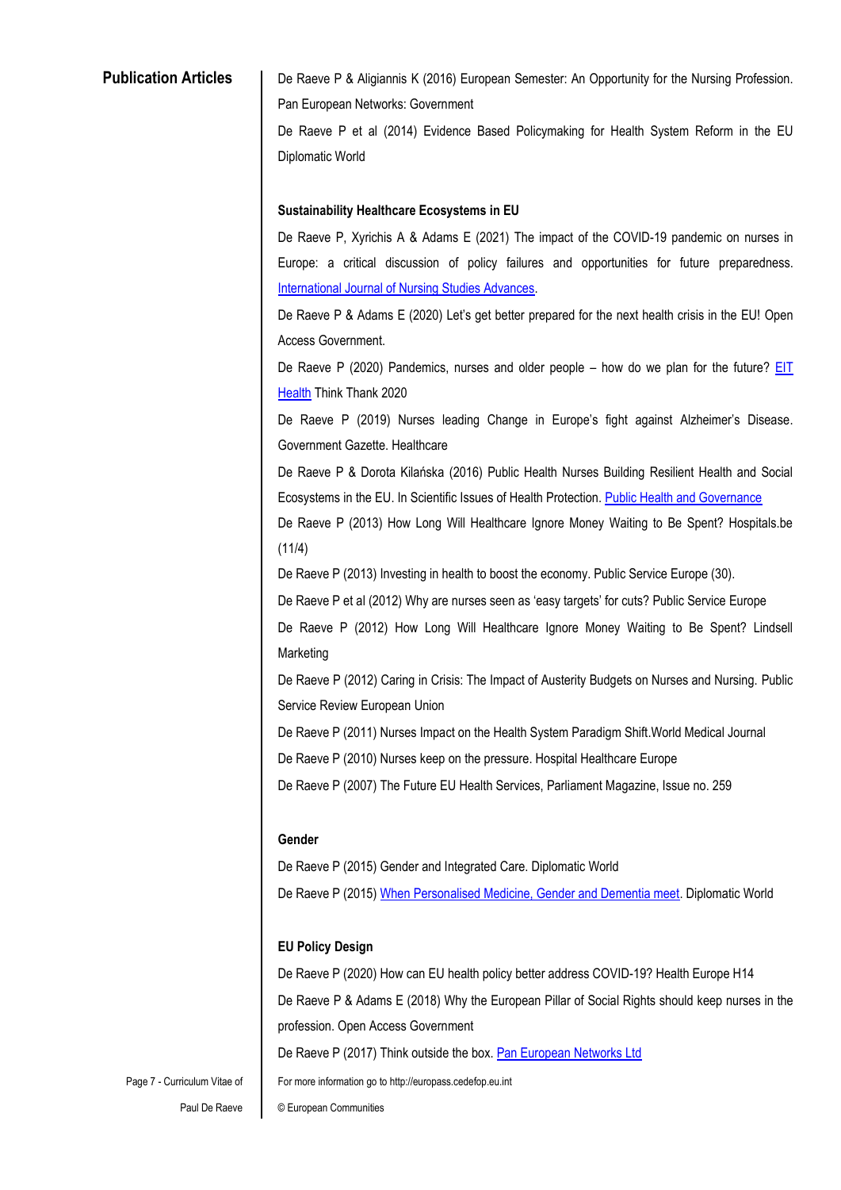## Publication Articles

De Raeve P & Aligiannis K (2016) European Semester: An Opportunity for the Nursing Profession. Pan European Networks: Government

De Raeve P et al (2014) Evidence Based Policymaking for Health System Reform in the EU Diplomatic World

### Sustainability Healthcare Ecosystems in EU

De Raeve P, Xyrichis A & Adams E (2021) The impact of the COVID-19 pandemic on nurses in Europe: a critical discussion of policy failures and opportunities for future preparedness. International Journal of Nursing Studies Advances.

De Raeve P & Adams E (2020) Let's get better prepared for the next health crisis in the EU! Open Access Government.

De Raeve P (2020) Pandemics, nurses and older people – how do we plan for the future? EIT Health Think Thank 2020

De Raeve P (2019) Nurses leading Change in Europe's fight against Alzheimer's Disease. Government Gazette. Healthcare

De Raeve P & Dorota Kilańska (2016) Public Health Nurses Building Resilient Health and Social Ecosystems in the EU. In Scientific Issues of Health Protection. Public Health and Governance

De Raeve P (2013) How Long Will Healthcare Ignore Money Waiting to Be Spent? Hospitals.be (11/4)

De Raeve P (2013) Investing in health to boost the economy. Public Service Europe (30).

De Raeve P et al (2012) Why are nurses seen as 'easy targets' for cuts? Public Service Europe

De Raeve P (2012) How Long Will Healthcare Ignore Money Waiting to Be Spent? Lindsell Marketing

De Raeve P (2012) Caring in Crisis: The Impact of Austerity Budgets on Nurses and Nursing. Public Service Review European Union

De Raeve P (2011) Nurses Impact on the Health System Paradigm Shift.World Medical Journal

De Raeve P (2010) Nurses keep on the pressure. Hospital Healthcare Europe

De Raeve P (2007) The Future EU Health Services, Parliament Magazine, Issue no. 259

### Gender

De Raeve P (2015) Gender and Integrated Care. Diplomatic World

De Raeve P (2015) When Personalised Medicine, Gender and Dementia meet. Diplomatic World

### EU Policy Design

De Raeve P (2020) How can EU health policy better address COVID-19? Health Europe H14

De Raeve P & Adams E (2018) Why the European Pillar of Social Rights should keep nurses in the profession. Open Access Government

De Raeve P (2017) Think outside the box. Pan European Networks Ltd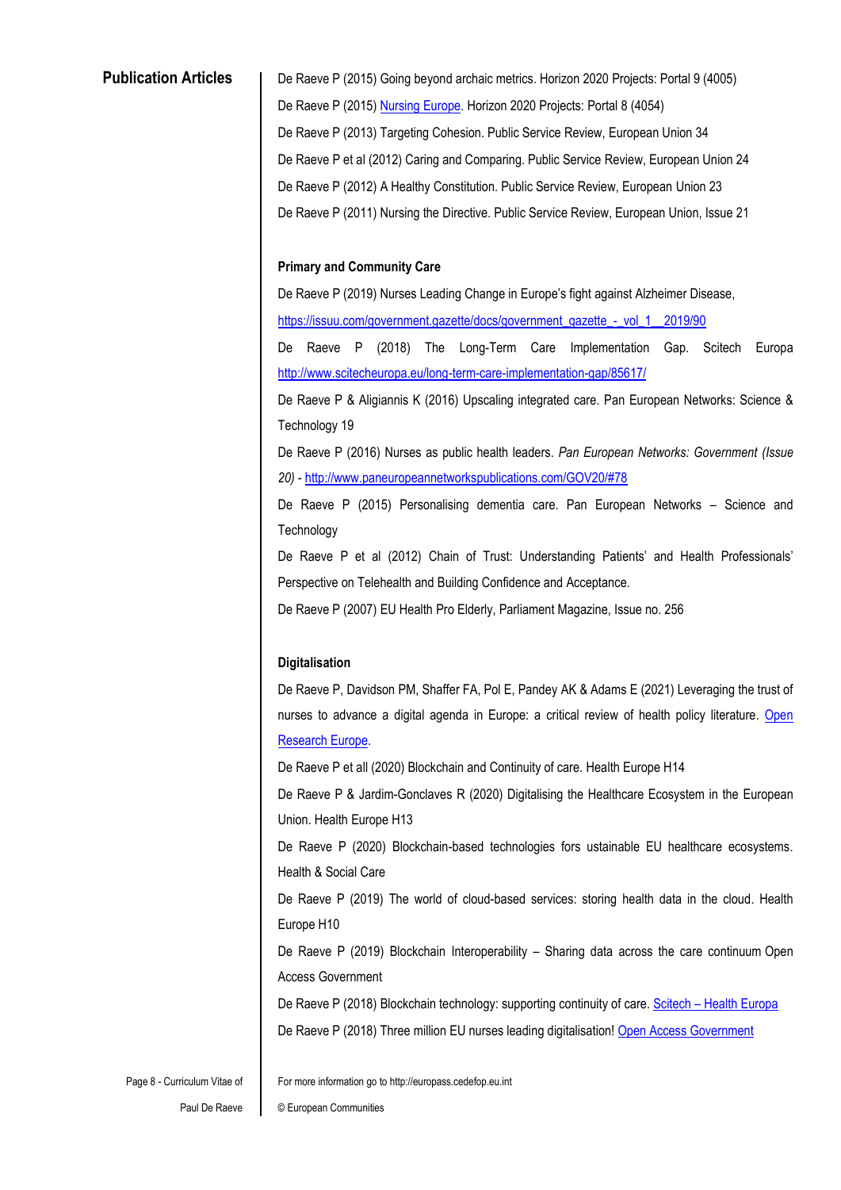## Publication Articles

De Raeve P (2015) Going beyond archaic metrics. Horizon 2020 Projects: Portal 9 (4005)

De Raeve P (2015) Nursing Europe. Horizon 2020 Projects: Portal 8 (4054)

De Raeve P (2013) Targeting Cohesion. Public Service Review, European Union 34

De Raeve P et al (2012) Caring and Comparing. Public Service Review, European Union 24

De Raeve P (2012) A Healthy Constitution. Public Service Review, European Union 23

De Raeve P (2011) Nursing the Directive. Public Service Review, European Union, Issue 21

**Primary and Community Care**

De Raeve P (2019) Nurses Leading Change in Europe's fight against Alzheimer Disease, https://issuu.com/government.gazette/docs/government_gazette_-_vol_1__2019/90

De Raeve P (2018) The Long-Term Care Implementation Gap. Scitech Europa http://www.scitecheuropa.eu/long-term-care-implementation-gap/85617/

De Raeve P & Aligiannis K (2016) Upscaling integrated care. Pan European Networks: Science & Technology 19

De Raeve P (2016) Nurses as public health leaders. *Pan European Networks: Government (Issue 20)* - http://www.paneuropeannetworkspublications.com/GOV20/#78

De Raeve P (2015) Personalising dementia care. Pan European Networks – Science and Technology

De Raeve P et al (2012) Chain of Trust: Understanding Patients' and Health Professionals' Perspective on Telehealth and Building Confidence and Acceptance.

De Raeve P (2007) EU Health Pro Elderly, Parliament Magazine, Issue no. 256

**Digitalisation**

De Raeve P, Davidson PM, Shaffer FA, Pol E, Pandey AK & Adams E (2021) Leveraging the trust of nurses to advance a digital agenda in Europe: a critical review of health policy literature. Open Research Europe.

De Raeve P et all (2020) Blockchain and Continuity of care. Health Europe H14

De Raeve P & Jardim-Gonclaves R (2020) Digitalising the Healthcare Ecosystem in the European Union. Health Europe H13

De Raeve P (2020) Blockchain-based technologies fors ustainable EU healthcare ecosystems. Health & Social Care

De Raeve P (2019) The world of cloud-based services: storing health data in the cloud. Health Europe H10

De Raeve P (2019) Blockchain Interoperability – Sharing data across the care continuum Open Access Government

De Raeve P (2018) Blockchain technology: supporting continuity of care. Scitech – Health Europa

De Raeve P (2018) Three million EU nurses leading digitalisation! Open Access Government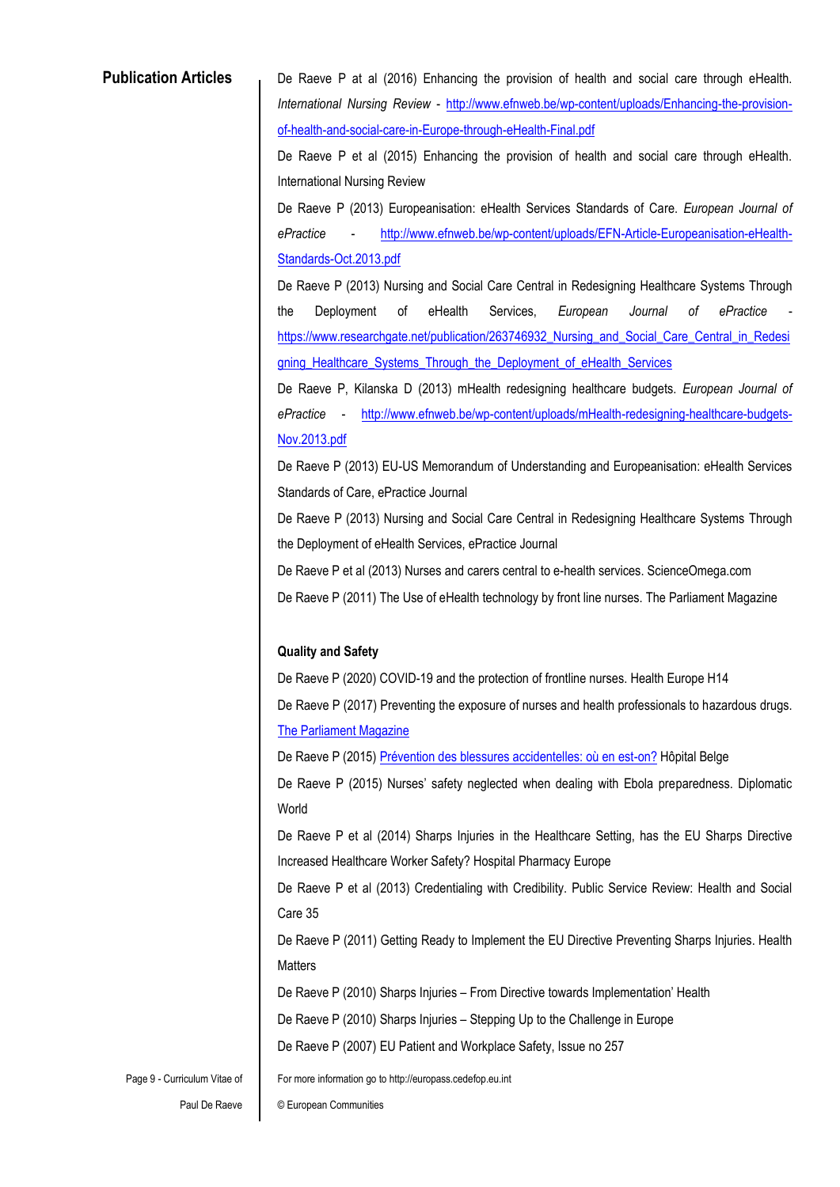## Publication Articles

De Raeve P at al (2016) Enhancing the provision of health and social care through eHealth. *International Nursing Review* - http://www.efnweb.be/wp-content/uploads/Enhancing-the-provision-of-health-and-social-care-in-Europe-through-eHealth-Final.pdf

De Raeve P et al (2015) Enhancing the provision of health and social care through eHealth. International Nursing Review

De Raeve P (2013) Europeanisation: eHealth Services Standards of Care. *European Journal of ePractice* - http://www.efnweb.be/wp-content/uploads/EFN-Article-Europeanisation-eHealth-Standards-Oct.2013.pdf

De Raeve P (2013) Nursing and Social Care Central in Redesigning Healthcare Systems Through the Deployment of eHealth Services, *European Journal of ePractice* - https://www.researchgate.net/publication/263746932_Nursing_and_Social_Care_Central_in_Redesigning_Healthcare_Systems_Through_the_Deployment_of_eHealth_Services

De Raeve P, Kilanska D (2013) mHealth redesigning healthcare budgets. *European Journal of ePractice* - http://www.efnweb.be/wp-content/uploads/mHealth-redesigning-healthcare-budgets-Nov.2013.pdf

De Raeve P (2013) EU-US Memorandum of Understanding and Europeanisation: eHealth Services Standards of Care, ePractice Journal

De Raeve P (2013) Nursing and Social Care Central in Redesigning Healthcare Systems Through the Deployment of eHealth Services, ePractice Journal

De Raeve P et al (2013) Nurses and carers central to e-health services. ScienceOmega.com

De Raeve P (2011) The Use of eHealth technology by front line nurses. The Parliament Magazine

**Quality and Safety**

De Raeve P (2020) COVID-19 and the protection of frontline nurses. Health Europe H14

De Raeve P (2017) Preventing the exposure of nurses and health professionals to hazardous drugs. The Parliament Magazine

De Raeve P (2015) Prévention des blessures accidentelles: où en est-on? Hôpital Belge

De Raeve P (2015) Nurses' safety neglected when dealing with Ebola preparedness. Diplomatic World

De Raeve P et al (2014) Sharps Injuries in the Healthcare Setting, has the EU Sharps Directive Increased Healthcare Worker Safety? Hospital Pharmacy Europe

De Raeve P et al (2013) Credentialing with Credibility. Public Service Review: Health and Social Care 35

De Raeve P (2011) Getting Ready to Implement the EU Directive Preventing Sharps Injuries. Health Matters

De Raeve P (2010) Sharps Injuries – From Directive towards Implementation' Health

De Raeve P (2010) Sharps Injuries – Stepping Up to the Challenge in Europe

De Raeve P (2007) EU Patient and Workplace Safety, Issue no 257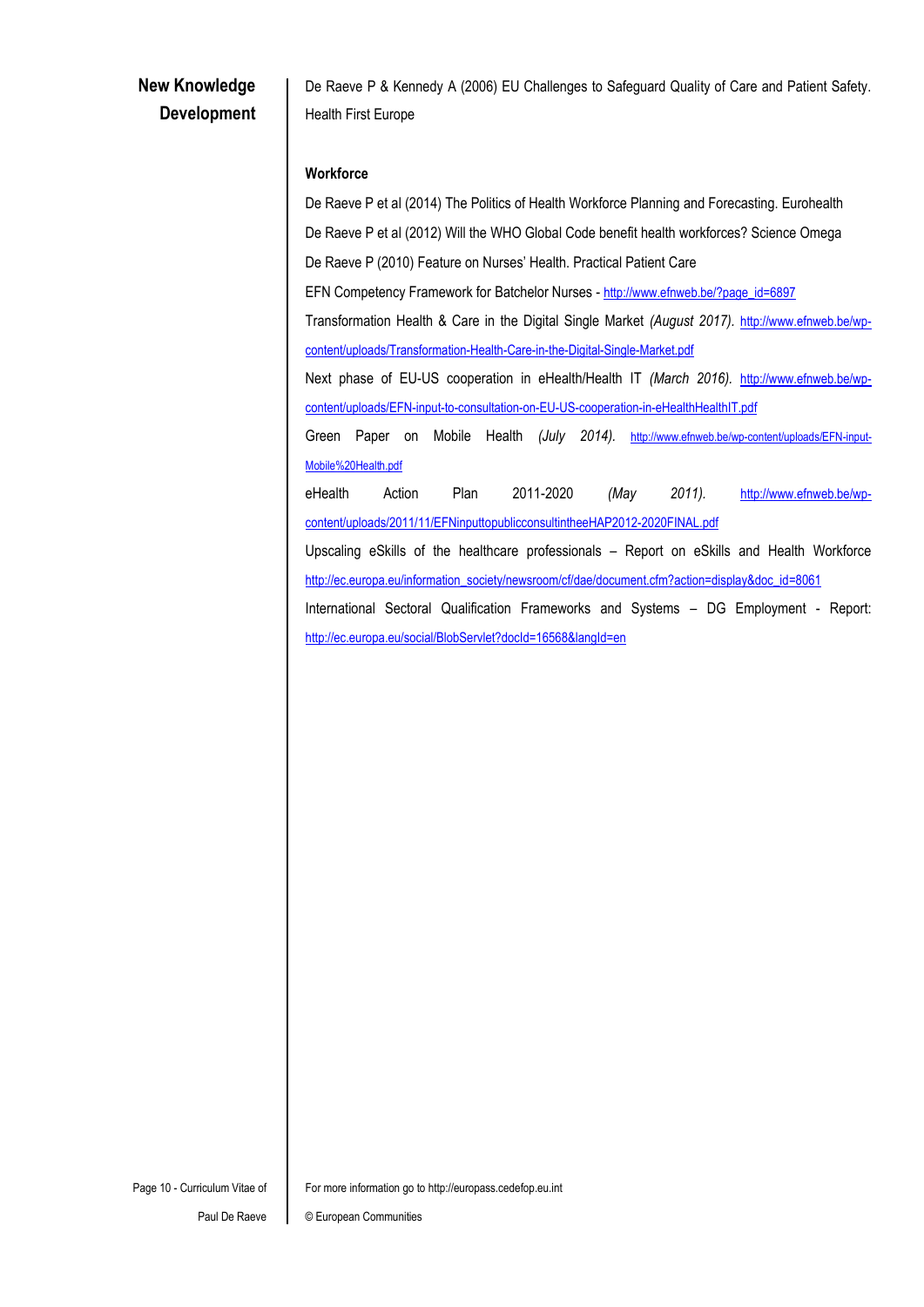## New Knowledge Development

De Raeve P & Kennedy A (2006) EU Challenges to Safeguard Quality of Care and Patient Safety. Health First Europe

**Workforce**

De Raeve P et al (2014) The Politics of Health Workforce Planning and Forecasting. Eurohealth

De Raeve P et al (2012) Will the WHO Global Code benefit health workforces? Science Omega

De Raeve P (2010) Feature on Nurses' Health. Practical Patient Care

EFN Competency Framework for Batchelor Nurses - http://www.efnweb.be/?page_id=6897

Transformation Health & Care in the Digital Single Market *(August 2017).* http://www.efnweb.be/wp-content/uploads/Transformation-Health-Care-in-the-Digital-Single-Market.pdf

Next phase of EU-US cooperation in eHealth/Health IT *(March 2016).* http://www.efnweb.be/wp-content/uploads/EFN-input-to-consultation-on-EU-US-cooperation-in-eHealthHealthIT.pdf

Green Paper on Mobile Health *(July 2014).* http://www.efnweb.be/wp-content/uploads/EFN-input-Mobile%20Health.pdf

eHealth Action Plan 2011-2020 *(May 2011).* http://www.efnweb.be/wp-content/uploads/2011/11/EFNinputtopublicconsultintheeHAP2012-2020FINAL.pdf

Upscaling eSkills of the healthcare professionals – Report on eSkills and Health Workforce http://ec.europa.eu/information_society/newsroom/cf/dae/document.cfm?action=display&doc_id=8061

International Sectoral Qualification Frameworks and Systems – DG Employment - Report: http://ec.europa.eu/social/BlobServlet?docId=16568&langId=en

For more information go to http://europass.cedefop.eu.int

© European Communities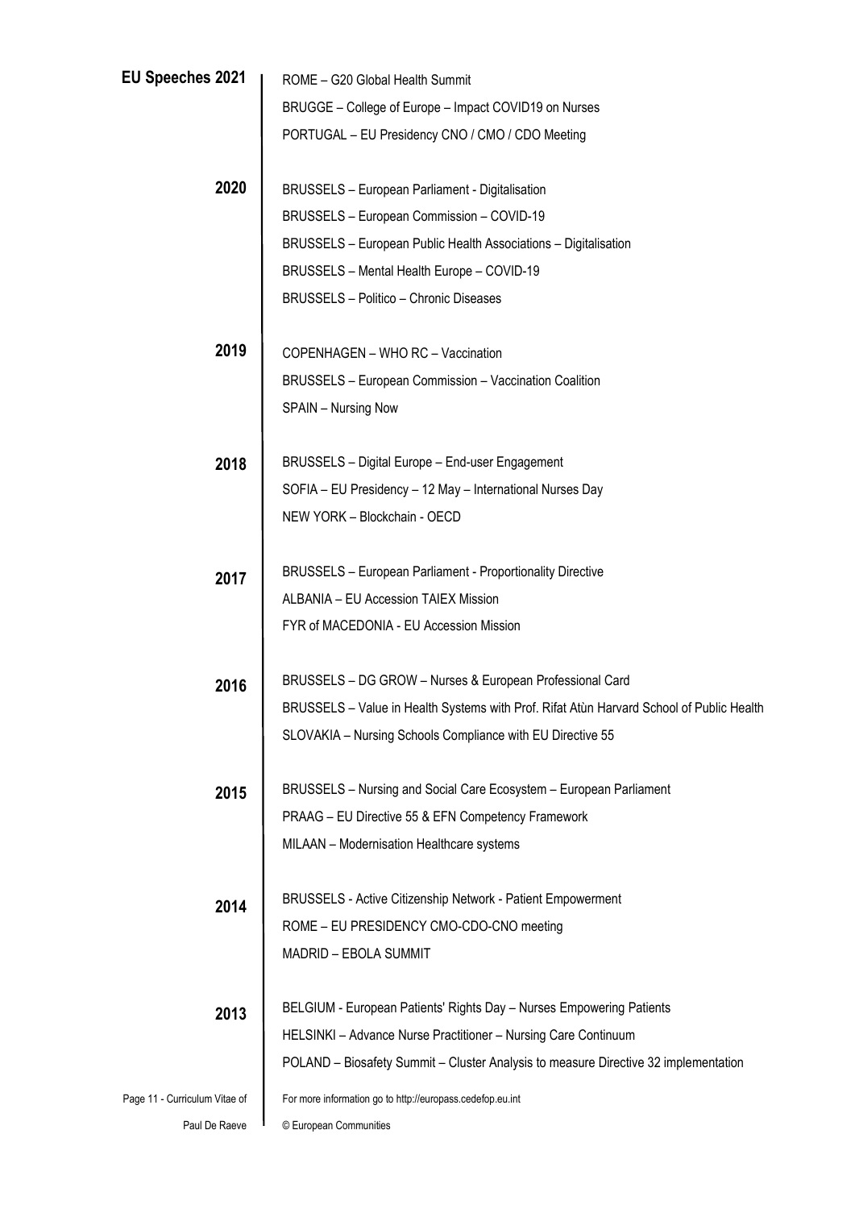**EU Speeches 2021**

ROME – G20 Global Health Summit
BRUGGE – College of Europe – Impact COVID19 on Nurses
PORTUGAL – EU Presidency CNO / CMO / CDO Meeting

**2020**

BRUSSELS – European Parliament - Digitalisation
BRUSSELS – European Commission – COVID-19
BRUSSELS – European Public Health Associations – Digitalisation
BRUSSELS – Mental Health Europe – COVID-19
BRUSSELS – Politico – Chronic Diseases

**2019**

COPENHAGEN – WHO RC – Vaccination
BRUSSELS – European Commission – Vaccination Coalition
SPAIN – Nursing Now

**2018**

BRUSSELS – Digital Europe – End-user Engagement
SOFIA – EU Presidency – 12 May – International Nurses Day
NEW YORK – Blockchain - OECD

**2017**

BRUSSELS – European Parliament - Proportionality Directive
ALBANIA – EU Accession TAIEX Mission
FYR of MACEDONIA - EU Accession Mission

**2016**

BRUSSELS – DG GROW – Nurses & European Professional Card
BRUSSELS – Value in Health Systems with Prof. Rifat Atùn Harvard School of Public Health
SLOVAKIA – Nursing Schools Compliance with EU Directive 55

**2015**

BRUSSELS – Nursing and Social Care Ecosystem – European Parliament
PRAAG – EU Directive 55 & EFN Competency Framework
MILAAN – Modernisation Healthcare systems

**2014**

BRUSSELS - Active Citizenship Network - Patient Empowerment
ROME – EU PRESIDENCY CMO-CDO-CNO meeting
MADRID – EBOLA SUMMIT

**2013**

BELGIUM - European Patients' Rights Day – Nurses Empowering Patients
HELSINKI – Advance Nurse Practitioner – Nursing Care Continuum
POLAND – Biosafety Summit – Cluster Analysis to measure Directive 32 implementation